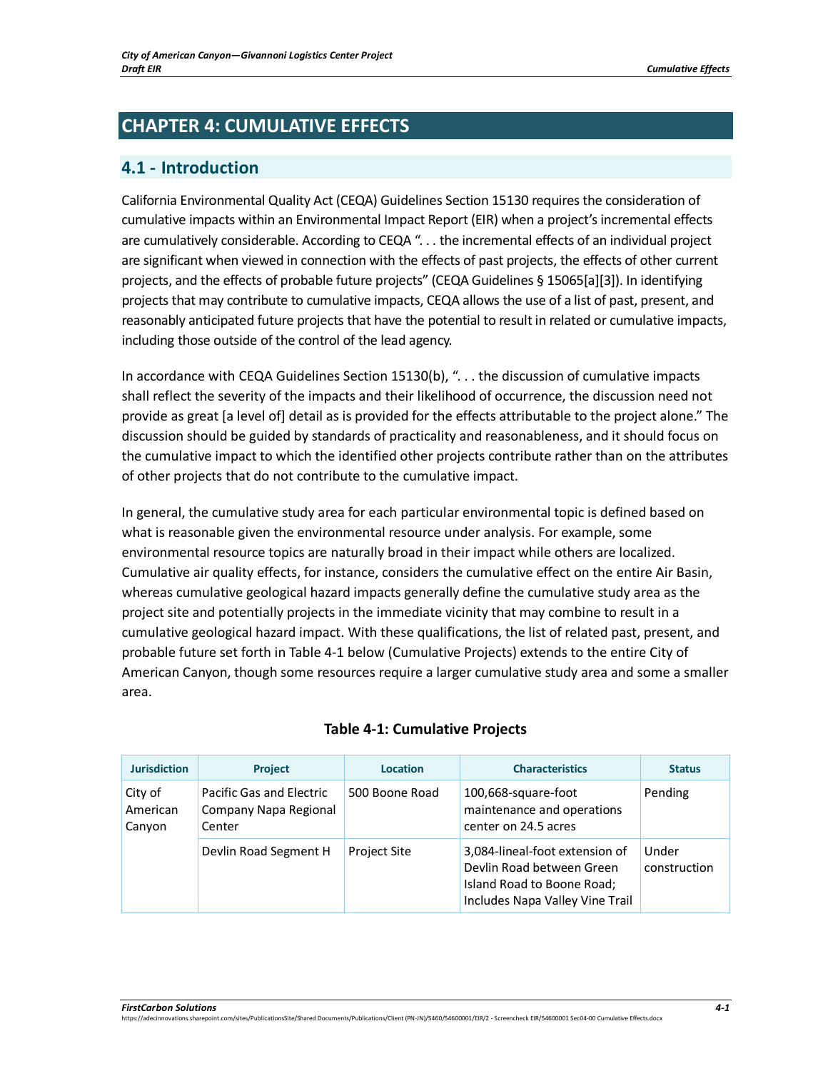# CHAPTER 4: CUMULATIVE EFFECTS

## 4.1 - Introduction

California Environmental Quality Act (CEQA) Guidelines Section 15130 requires the consideration of cumulative impacts within an Environmental Impact Report (EIR) when a project's incremental effects are cumulatively considerable. According to CEQA ". . . the incremental effects of an individual project are significant when viewed in connection with the effects of past projects, the effects of other current projects, and the effects of probable future projects" (CEQA Guidelines § 15065[a][3]). In identifying projects that may contribute to cumulative impacts, CEQA allows the use of a list of past, present, and reasonably anticipated future projects that have the potential to result in related or cumulative impacts, including those outside of the control of the lead agency.

In accordance with CEQA Guidelines Section 15130(b), ". . . the discussion of cumulative impacts shall reflect the severity of the impacts and their likelihood of occurrence, the discussion need not provide as great [a level of] detail as is provided for the effects attributable to the project alone." The discussion should be guided by standards of practicality and reasonableness, and it should focus on the cumulative impact to which the identified other projects contribute rather than on the attributes of other projects that do not contribute to the cumulative impact.

In general, the cumulative study area for each particular environmental topic is defined based on what is reasonable given the environmental resource under analysis. For example, some environmental resource topics are naturally broad in their impact while others are localized. Cumulative air quality effects, for instance, considers the cumulative effect on the entire Air Basin, whereas cumulative geological hazard impacts generally define the cumulative study area as the project site and potentially projects in the immediate vicinity that may combine to result in a cumulative geological hazard impact. With these qualifications, the list of related past, present, and probable future set forth in Table 4-1 below (Cumulative Projects) extends to the entire City of American Canyon, though some resources require a larger cumulative study area and some a smaller area.

**Table 4-1: Cumulative Projects**

| Jurisdiction | Project | Location | Characteristics | Status |
|---|---|---|---|---|
| City of American Canyon | Pacific Gas and Electric Company Napa Regional Center | 500 Boone Road | 100,668-square-foot maintenance and operations center on 24.5 acres | Pending |
| | Devlin Road Segment H | Project Site | 3,084-lineal-foot extension of Devlin Road between Green Island Road to Boone Road; Includes Napa Valley Vine Trail | Under construction |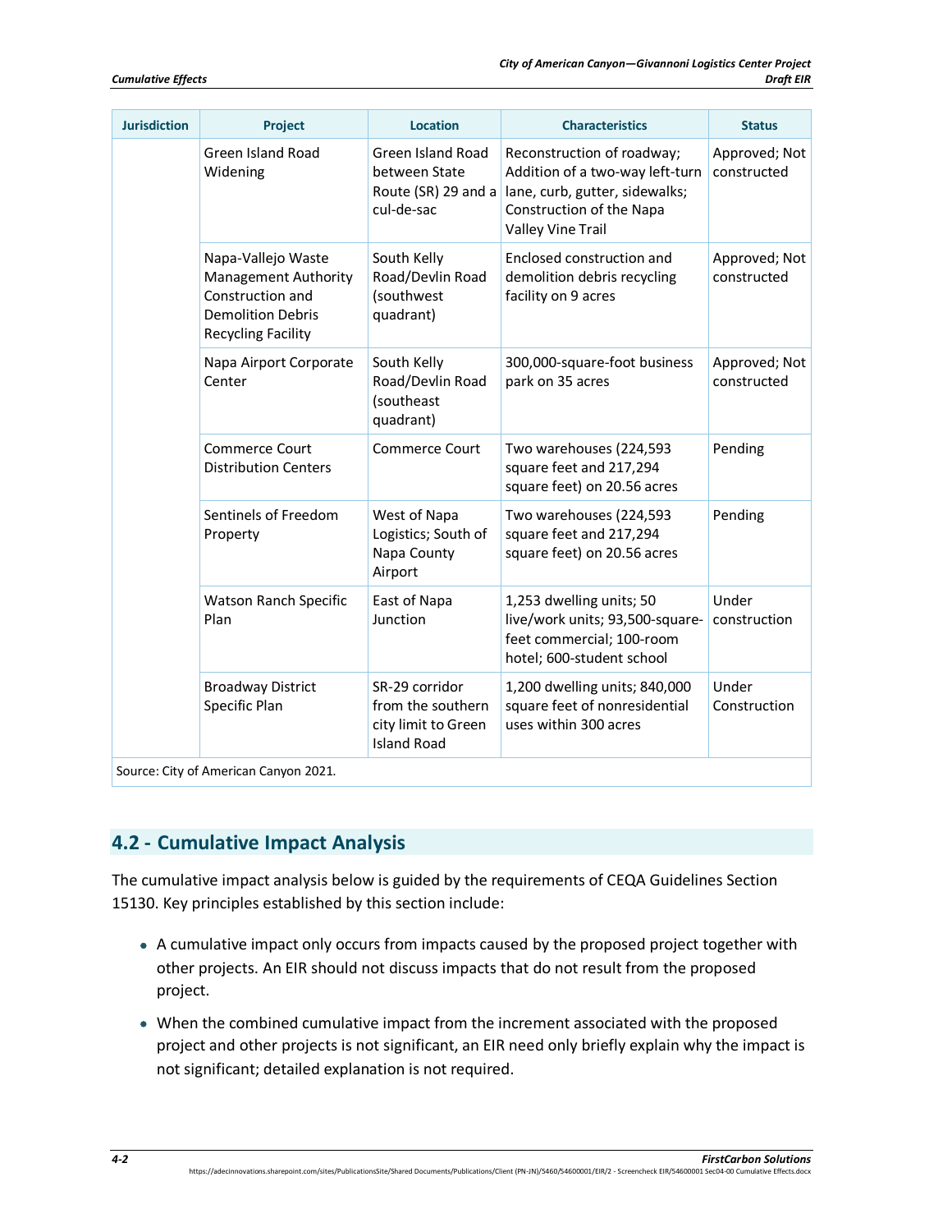| Jurisdiction | Project | Location | Characteristics | Status |
|---|---|---|---|---|
| | Green Island Road Widening | Green Island Road between State Route (SR) 29 and a cul-de-sac | Reconstruction of roadway; Addition of a two-way left-turn lane, curb, gutter, sidewalks; Construction of the Napa Valley Vine Trail | Approved; Not constructed |
| | Napa-Vallejo Waste Management Authority Construction and Demolition Debris Recycling Facility | South Kelly Road/Devlin Road (southwest quadrant) | Enclosed construction and demolition debris recycling facility on 9 acres | Approved; Not constructed |
| | Napa Airport Corporate Center | South Kelly Road/Devlin Road (southeast quadrant) | 300,000-square-foot business park on 35 acres | Approved; Not constructed |
| | Commerce Court Distribution Centers | Commerce Court | Two warehouses (224,593 square feet and 217,294 square feet) on 20.56 acres | Pending |
| | Sentinels of Freedom Property | West of Napa Logistics; South of Napa County Airport | Two warehouses (224,593 square feet and 217,294 square feet) on 20.56 acres | Pending |
| | Watson Ranch Specific Plan | East of Napa Junction | 1,253 dwelling units; 50 live/work units; 93,500-square-feet commercial; 100-room hotel; 600-student school | Under construction |
| | Broadway District Specific Plan | SR-29 corridor from the southern city limit to Green Island Road | 1,200 dwelling units; 840,000 square feet of nonresidential uses within 300 acres | Under Construction |

Source: City of American Canyon 2021.

## 4.2 - Cumulative Impact Analysis

The cumulative impact analysis below is guided by the requirements of CEQA Guidelines Section 15130. Key principles established by this section include:

- A cumulative impact only occurs from impacts caused by the proposed project together with other projects. An EIR should not discuss impacts that do not result from the proposed project.
- When the combined cumulative impact from the increment associated with the proposed project and other projects is not significant, an EIR need only briefly explain why the impact is not significant; detailed explanation is not required.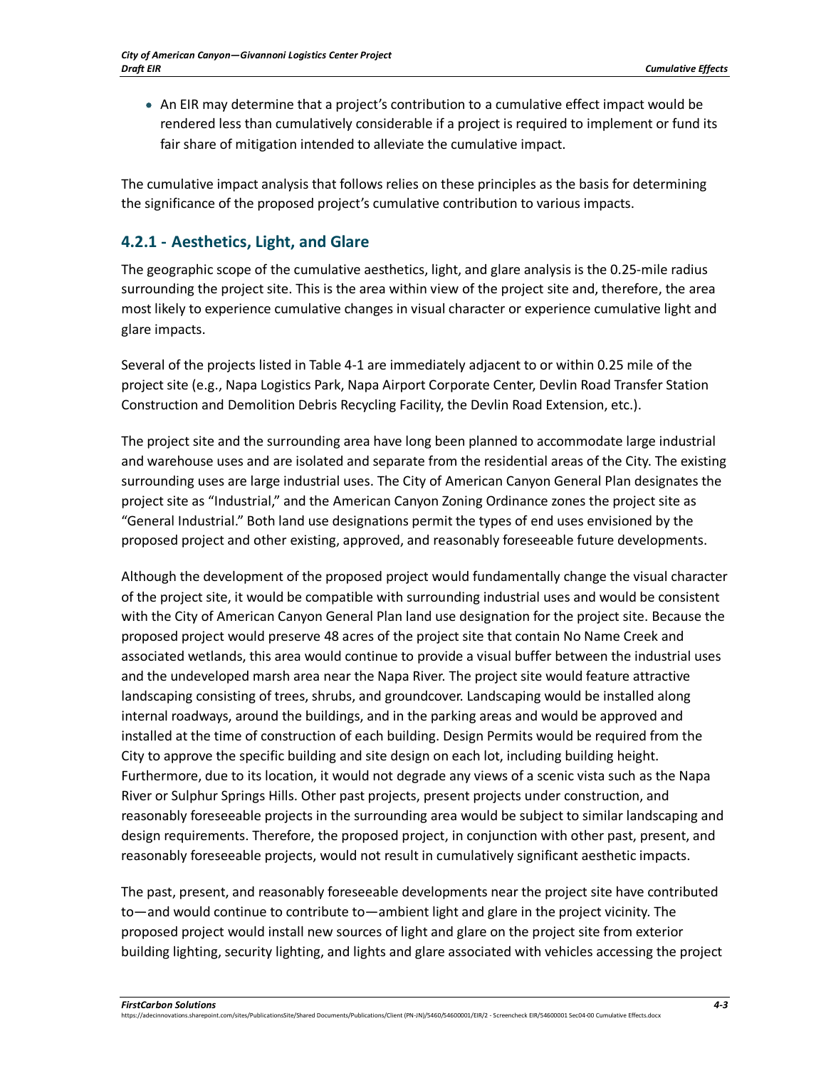- An EIR may determine that a project's contribution to a cumulative effect impact would be rendered less than cumulatively considerable if a project is required to implement or fund its fair share of mitigation intended to alleviate the cumulative impact.

The cumulative impact analysis that follows relies on these principles as the basis for determining the significance of the proposed project's cumulative contribution to various impacts.

## 4.2.1 - Aesthetics, Light, and Glare

The geographic scope of the cumulative aesthetics, light, and glare analysis is the 0.25-mile radius surrounding the project site. This is the area within view of the project site and, therefore, the area most likely to experience cumulative changes in visual character or experience cumulative light and glare impacts.

Several of the projects listed in Table 4-1 are immediately adjacent to or within 0.25 mile of the project site (e.g., Napa Logistics Park, Napa Airport Corporate Center, Devlin Road Transfer Station Construction and Demolition Debris Recycling Facility, the Devlin Road Extension, etc.).

The project site and the surrounding area have long been planned to accommodate large industrial and warehouse uses and are isolated and separate from the residential areas of the City. The existing surrounding uses are large industrial uses. The City of American Canyon General Plan designates the project site as "Industrial," and the American Canyon Zoning Ordinance zones the project site as "General Industrial." Both land use designations permit the types of end uses envisioned by the proposed project and other existing, approved, and reasonably foreseeable future developments.

Although the development of the proposed project would fundamentally change the visual character of the project site, it would be compatible with surrounding industrial uses and would be consistent with the City of American Canyon General Plan land use designation for the project site. Because the proposed project would preserve 48 acres of the project site that contain No Name Creek and associated wetlands, this area would continue to provide a visual buffer between the industrial uses and the undeveloped marsh area near the Napa River. The project site would feature attractive landscaping consisting of trees, shrubs, and groundcover. Landscaping would be installed along internal roadways, around the buildings, and in the parking areas and would be approved and installed at the time of construction of each building. Design Permits would be required from the City to approve the specific building and site design on each lot, including building height. Furthermore, due to its location, it would not degrade any views of a scenic vista such as the Napa River or Sulphur Springs Hills. Other past projects, present projects under construction, and reasonably foreseeable projects in the surrounding area would be subject to similar landscaping and design requirements. Therefore, the proposed project, in conjunction with other past, present, and reasonably foreseeable projects, would not result in cumulatively significant aesthetic impacts.

The past, present, and reasonably foreseeable developments near the project site have contributed to—and would continue to contribute to—ambient light and glare in the project vicinity. The proposed project would install new sources of light and glare on the project site from exterior building lighting, security lighting, and lights and glare associated with vehicles accessing the project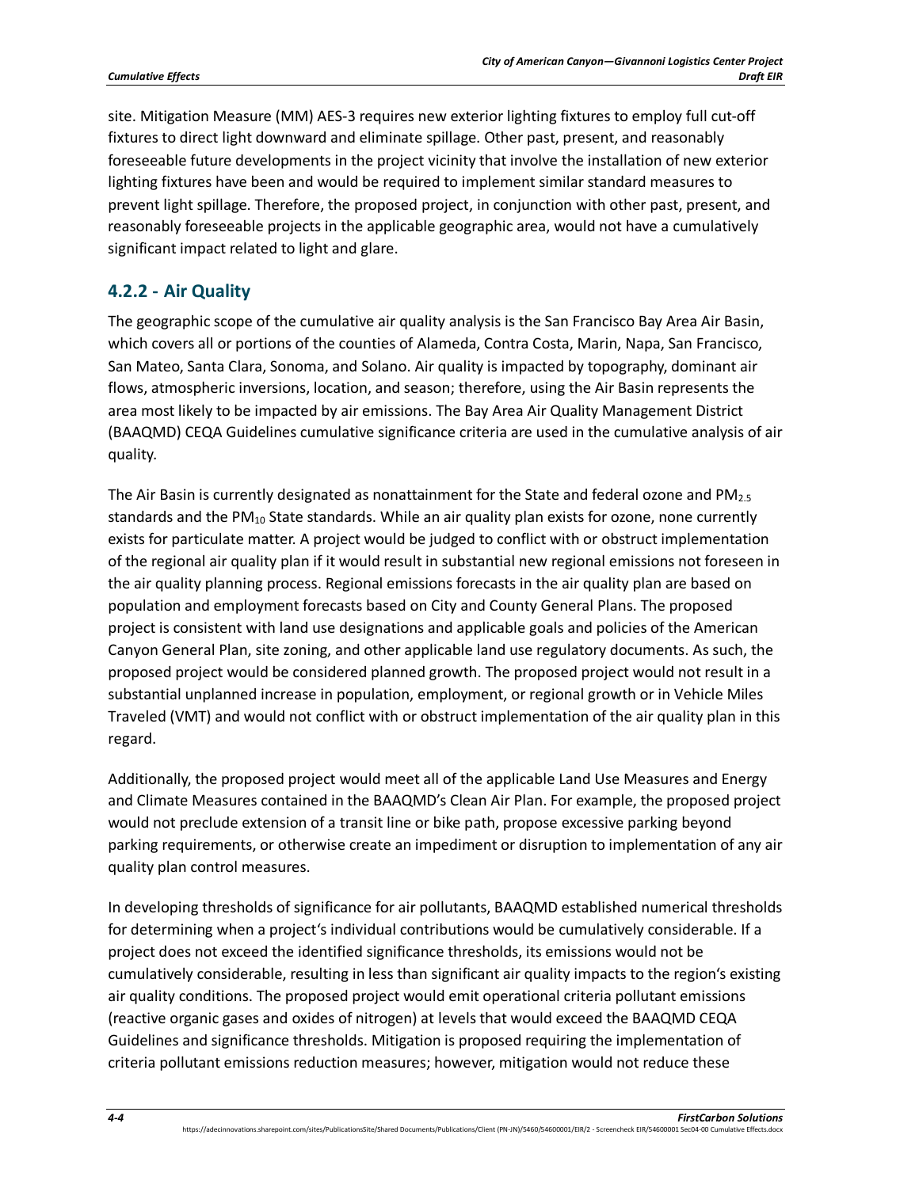site. Mitigation Measure (MM) AES-3 requires new exterior lighting fixtures to employ full cut-off fixtures to direct light downward and eliminate spillage. Other past, present, and reasonably foreseeable future developments in the project vicinity that involve the installation of new exterior lighting fixtures have been and would be required to implement similar standard measures to prevent light spillage. Therefore, the proposed project, in conjunction with other past, present, and reasonably foreseeable projects in the applicable geographic area, would not have a cumulatively significant impact related to light and glare.

## 4.2.2 - Air Quality

The geographic scope of the cumulative air quality analysis is the San Francisco Bay Area Air Basin, which covers all or portions of the counties of Alameda, Contra Costa, Marin, Napa, San Francisco, San Mateo, Santa Clara, Sonoma, and Solano. Air quality is impacted by topography, dominant air flows, atmospheric inversions, location, and season; therefore, using the Air Basin represents the area most likely to be impacted by air emissions. The Bay Area Air Quality Management District (BAAQMD) CEQA Guidelines cumulative significance criteria are used in the cumulative analysis of air quality.

The Air Basin is currently designated as nonattainment for the State and federal ozone and $PM_{2.5}$ standards and the $PM_{10}$ State standards. While an air quality plan exists for ozone, none currently exists for particulate matter. A project would be judged to conflict with or obstruct implementation of the regional air quality plan if it would result in substantial new regional emissions not foreseen in the air quality planning process. Regional emissions forecasts in the air quality plan are based on population and employment forecasts based on City and County General Plans. The proposed project is consistent with land use designations and applicable goals and policies of the American Canyon General Plan, site zoning, and other applicable land use regulatory documents. As such, the proposed project would be considered planned growth. The proposed project would not result in a substantial unplanned increase in population, employment, or regional growth or in Vehicle Miles Traveled (VMT) and would not conflict with or obstruct implementation of the air quality plan in this regard.

Additionally, the proposed project would meet all of the applicable Land Use Measures and Energy and Climate Measures contained in the BAAQMD's Clean Air Plan. For example, the proposed project would not preclude extension of a transit line or bike path, propose excessive parking beyond parking requirements, or otherwise create an impediment or disruption to implementation of any air quality plan control measures.

In developing thresholds of significance for air pollutants, BAAQMD established numerical thresholds for determining when a project's individual contributions would be cumulatively considerable. If a project does not exceed the identified significance thresholds, its emissions would not be cumulatively considerable, resulting in less than significant air quality impacts to the region's existing air quality conditions. The proposed project would emit operational criteria pollutant emissions (reactive organic gases and oxides of nitrogen) at levels that would exceed the BAAQMD CEQA Guidelines and significance thresholds. Mitigation is proposed requiring the implementation of criteria pollutant emissions reduction measures; however, mitigation would not reduce these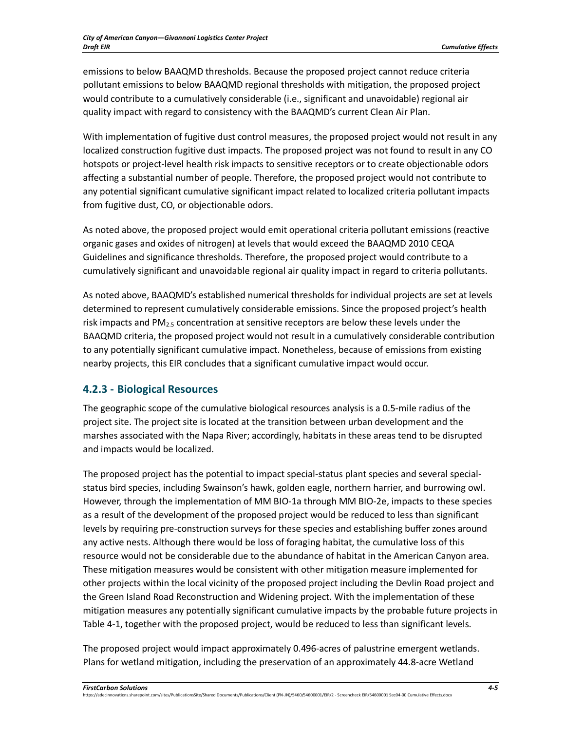emissions to below BAAQMD thresholds. Because the proposed project cannot reduce criteria pollutant emissions to below BAAQMD regional thresholds with mitigation, the proposed project would contribute to a cumulatively considerable (i.e., significant and unavoidable) regional air quality impact with regard to consistency with the BAAQMD's current Clean Air Plan.

With implementation of fugitive dust control measures, the proposed project would not result in any localized construction fugitive dust impacts. The proposed project was not found to result in any CO hotspots or project-level health risk impacts to sensitive receptors or to create objectionable odors affecting a substantial number of people. Therefore, the proposed project would not contribute to any potential significant cumulative significant impact related to localized criteria pollutant impacts from fugitive dust, CO, or objectionable odors.

As noted above, the proposed project would emit operational criteria pollutant emissions (reactive organic gases and oxides of nitrogen) at levels that would exceed the BAAQMD 2010 CEQA Guidelines and significance thresholds. Therefore, the proposed project would contribute to a cumulatively significant and unavoidable regional air quality impact in regard to criteria pollutants.

As noted above, BAAQMD's established numerical thresholds for individual projects are set at levels determined to represent cumulatively considerable emissions. Since the proposed project's health risk impacts and $PM_{2.5}$ concentration at sensitive receptors are below these levels under the BAAQMD criteria, the proposed project would not result in a cumulatively considerable contribution to any potentially significant cumulative impact. Nonetheless, because of emissions from existing nearby projects, this EIR concludes that a significant cumulative impact would occur.

### 4.2.3 - Biological Resources

The geographic scope of the cumulative biological resources analysis is a 0.5-mile radius of the project site. The project site is located at the transition between urban development and the marshes associated with the Napa River; accordingly, habitats in these areas tend to be disrupted and impacts would be localized.

The proposed project has the potential to impact special-status plant species and several special-status bird species, including Swainson's hawk, golden eagle, northern harrier, and burrowing owl. However, through the implementation of MM BIO-1a through MM BIO-2e, impacts to these species as a result of the development of the proposed project would be reduced to less than significant levels by requiring pre-construction surveys for these species and establishing buffer zones around any active nests. Although there would be loss of foraging habitat, the cumulative loss of this resource would not be considerable due to the abundance of habitat in the American Canyon area. These mitigation measures would be consistent with other mitigation measure implemented for other projects within the local vicinity of the proposed project including the Devlin Road project and the Green Island Road Reconstruction and Widening project. With the implementation of these mitigation measures any potentially significant cumulative impacts by the probable future projects in Table 4-1, together with the proposed project, would be reduced to less than significant levels.

The proposed project would impact approximately 0.496-acres of palustrine emergent wetlands. Plans for wetland mitigation, including the preservation of an approximately 44.8-acre Wetland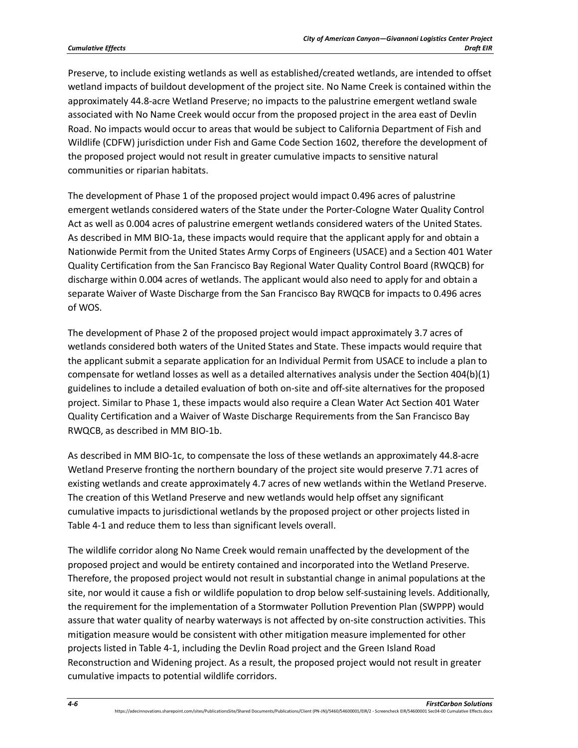Preserve, to include existing wetlands as well as established/created wetlands, are intended to offset wetland impacts of buildout development of the project site. No Name Creek is contained within the approximately 44.8-acre Wetland Preserve; no impacts to the palustrine emergent wetland swale associated with No Name Creek would occur from the proposed project in the area east of Devlin Road. No impacts would occur to areas that would be subject to California Department of Fish and Wildlife (CDFW) jurisdiction under Fish and Game Code Section 1602, therefore the development of the proposed project would not result in greater cumulative impacts to sensitive natural communities or riparian habitats.

The development of Phase 1 of the proposed project would impact 0.496 acres of palustrine emergent wetlands considered waters of the State under the Porter-Cologne Water Quality Control Act as well as 0.004 acres of palustrine emergent wetlands considered waters of the United States. As described in MM BIO-1a, these impacts would require that the applicant apply for and obtain a Nationwide Permit from the United States Army Corps of Engineers (USACE) and a Section 401 Water Quality Certification from the San Francisco Bay Regional Water Quality Control Board (RWQCB) for discharge within 0.004 acres of wetlands. The applicant would also need to apply for and obtain a separate Waiver of Waste Discharge from the San Francisco Bay RWQCB for impacts to 0.496 acres of WOS.

The development of Phase 2 of the proposed project would impact approximately 3.7 acres of wetlands considered both waters of the United States and State. These impacts would require that the applicant submit a separate application for an Individual Permit from USACE to include a plan to compensate for wetland losses as well as a detailed alternatives analysis under the Section 404(b)(1) guidelines to include a detailed evaluation of both on-site and off-site alternatives for the proposed project. Similar to Phase 1, these impacts would also require a Clean Water Act Section 401 Water Quality Certification and a Waiver of Waste Discharge Requirements from the San Francisco Bay RWQCB, as described in MM BIO-1b.

As described in MM BIO-1c, to compensate the loss of these wetlands an approximately 44.8-acre Wetland Preserve fronting the northern boundary of the project site would preserve 7.71 acres of existing wetlands and create approximately 4.7 acres of new wetlands within the Wetland Preserve. The creation of this Wetland Preserve and new wetlands would help offset any significant cumulative impacts to jurisdictional wetlands by the proposed project or other projects listed in Table 4-1 and reduce them to less than significant levels overall.

The wildlife corridor along No Name Creek would remain unaffected by the development of the proposed project and would be entirety contained and incorporated into the Wetland Preserve. Therefore, the proposed project would not result in substantial change in animal populations at the site, nor would it cause a fish or wildlife population to drop below self-sustaining levels. Additionally, the requirement for the implementation of a Stormwater Pollution Prevention Plan (SWPPP) would assure that water quality of nearby waterways is not affected by on-site construction activities. This mitigation measure would be consistent with other mitigation measure implemented for other projects listed in Table 4-1, including the Devlin Road project and the Green Island Road Reconstruction and Widening project. As a result, the proposed project would not result in greater cumulative impacts to potential wildlife corridors.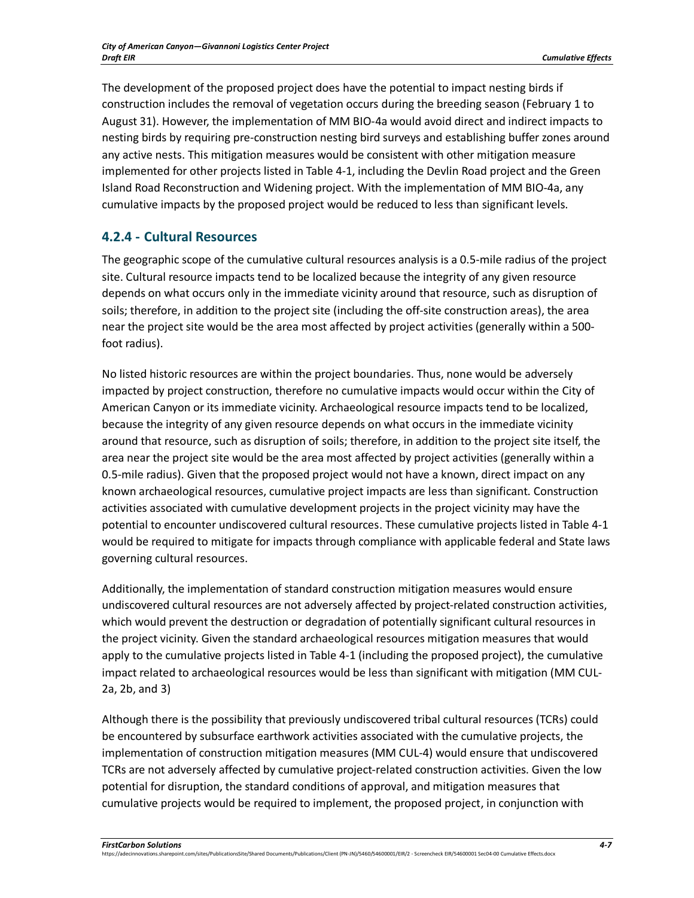The development of the proposed project does have the potential to impact nesting birds if construction includes the removal of vegetation occurs during the breeding season (February 1 to August 31). However, the implementation of MM BIO-4a would avoid direct and indirect impacts to nesting birds by requiring pre-construction nesting bird surveys and establishing buffer zones around any active nests. This mitigation measures would be consistent with other mitigation measure implemented for other projects listed in Table 4-1, including the Devlin Road project and the Green Island Road Reconstruction and Widening project. With the implementation of MM BIO-4a, any cumulative impacts by the proposed project would be reduced to less than significant levels.

### 4.2.4 - Cultural Resources

The geographic scope of the cumulative cultural resources analysis is a 0.5-mile radius of the project site. Cultural resource impacts tend to be localized because the integrity of any given resource depends on what occurs only in the immediate vicinity around that resource, such as disruption of soils; therefore, in addition to the project site (including the off-site construction areas), the area near the project site would be the area most affected by project activities (generally within a 500-foot radius).

No listed historic resources are within the project boundaries. Thus, none would be adversely impacted by project construction, therefore no cumulative impacts would occur within the City of American Canyon or its immediate vicinity. Archaeological resource impacts tend to be localized, because the integrity of any given resource depends on what occurs in the immediate vicinity around that resource, such as disruption of soils; therefore, in addition to the project site itself, the area near the project site would be the area most affected by project activities (generally within a 0.5-mile radius). Given that the proposed project would not have a known, direct impact on any known archaeological resources, cumulative project impacts are less than significant. Construction activities associated with cumulative development projects in the project vicinity may have the potential to encounter undiscovered cultural resources. These cumulative projects listed in Table 4-1 would be required to mitigate for impacts through compliance with applicable federal and State laws governing cultural resources.

Additionally, the implementation of standard construction mitigation measures would ensure undiscovered cultural resources are not adversely affected by project-related construction activities, which would prevent the destruction or degradation of potentially significant cultural resources in the project vicinity. Given the standard archaeological resources mitigation measures that would apply to the cumulative projects listed in Table 4-1 (including the proposed project), the cumulative impact related to archaeological resources would be less than significant with mitigation (MM CUL-2a, 2b, and 3)

Although there is the possibility that previously undiscovered tribal cultural resources (TCRs) could be encountered by subsurface earthwork activities associated with the cumulative projects, the implementation of construction mitigation measures (MM CUL-4) would ensure that undiscovered TCRs are not adversely affected by cumulative project-related construction activities. Given the low potential for disruption, the standard conditions of approval, and mitigation measures that cumulative projects would be required to implement, the proposed project, in conjunction with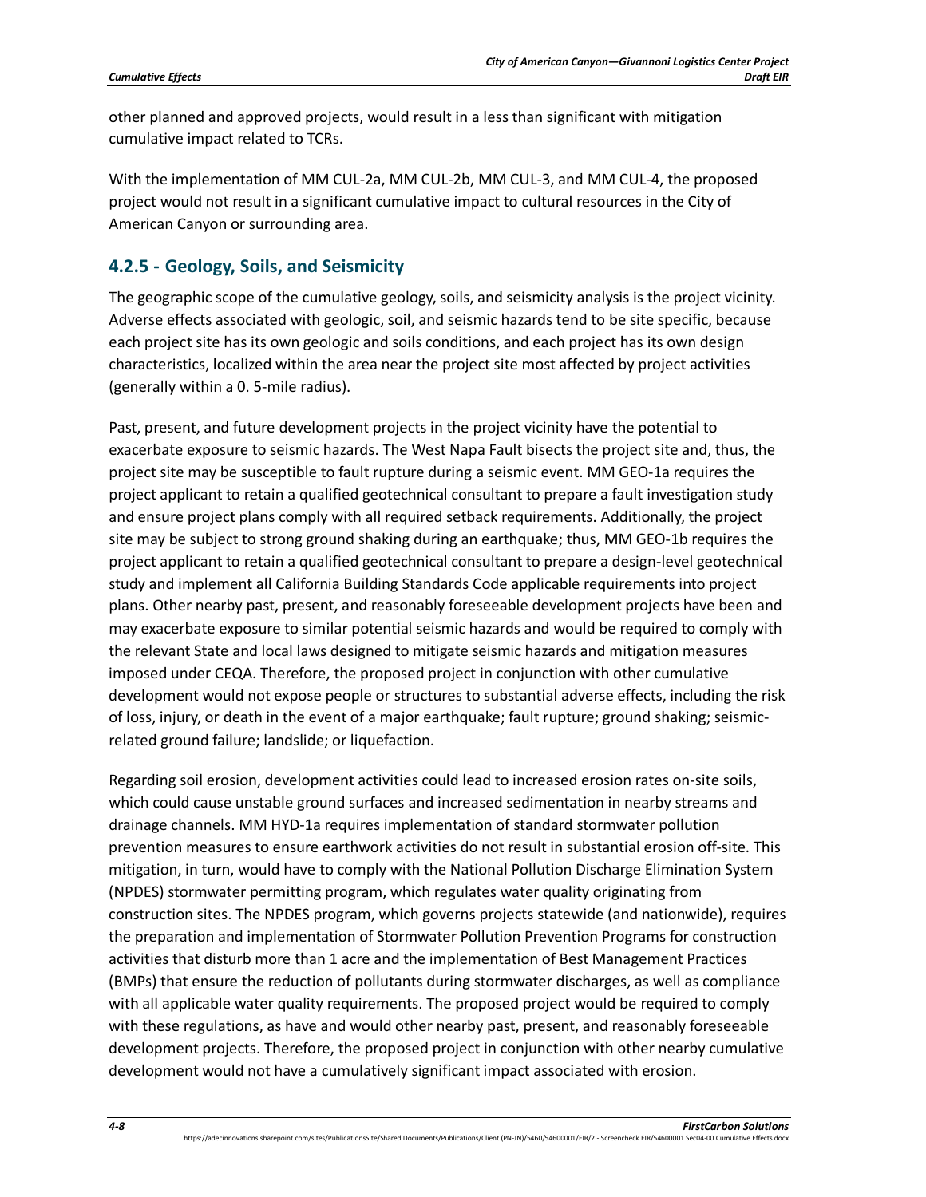other planned and approved projects, would result in a less than significant with mitigation cumulative impact related to TCRs.

With the implementation of MM CUL-2a, MM CUL-2b, MM CUL-3, and MM CUL-4, the proposed project would not result in a significant cumulative impact to cultural resources in the City of American Canyon or surrounding area.

### 4.2.5 - Geology, Soils, and Seismicity

The geographic scope of the cumulative geology, soils, and seismicity analysis is the project vicinity. Adverse effects associated with geologic, soil, and seismic hazards tend to be site specific, because each project site has its own geologic and soils conditions, and each project has its own design characteristics, localized within the area near the project site most affected by project activities (generally within a 0. 5-mile radius).

Past, present, and future development projects in the project vicinity have the potential to exacerbate exposure to seismic hazards. The West Napa Fault bisects the project site and, thus, the project site may be susceptible to fault rupture during a seismic event. MM GEO-1a requires the project applicant to retain a qualified geotechnical consultant to prepare a fault investigation study and ensure project plans comply with all required setback requirements. Additionally, the project site may be subject to strong ground shaking during an earthquake; thus, MM GEO-1b requires the project applicant to retain a qualified geotechnical consultant to prepare a design-level geotechnical study and implement all California Building Standards Code applicable requirements into project plans. Other nearby past, present, and reasonably foreseeable development projects have been and may exacerbate exposure to similar potential seismic hazards and would be required to comply with the relevant State and local laws designed to mitigate seismic hazards and mitigation measures imposed under CEQA. Therefore, the proposed project in conjunction with other cumulative development would not expose people or structures to substantial adverse effects, including the risk of loss, injury, or death in the event of a major earthquake; fault rupture; ground shaking; seismic-related ground failure; landslide; or liquefaction.

Regarding soil erosion, development activities could lead to increased erosion rates on-site soils, which could cause unstable ground surfaces and increased sedimentation in nearby streams and drainage channels. MM HYD-1a requires implementation of standard stormwater pollution prevention measures to ensure earthwork activities do not result in substantial erosion off-site. This mitigation, in turn, would have to comply with the National Pollution Discharge Elimination System (NPDES) stormwater permitting program, which regulates water quality originating from construction sites. The NPDES program, which governs projects statewide (and nationwide), requires the preparation and implementation of Stormwater Pollution Prevention Programs for construction activities that disturb more than 1 acre and the implementation of Best Management Practices (BMPs) that ensure the reduction of pollutants during stormwater discharges, as well as compliance with all applicable water quality requirements. The proposed project would be required to comply with these regulations, as have and would other nearby past, present, and reasonably foreseeable development projects. Therefore, the proposed project in conjunction with other nearby cumulative development would not have a cumulatively significant impact associated with erosion.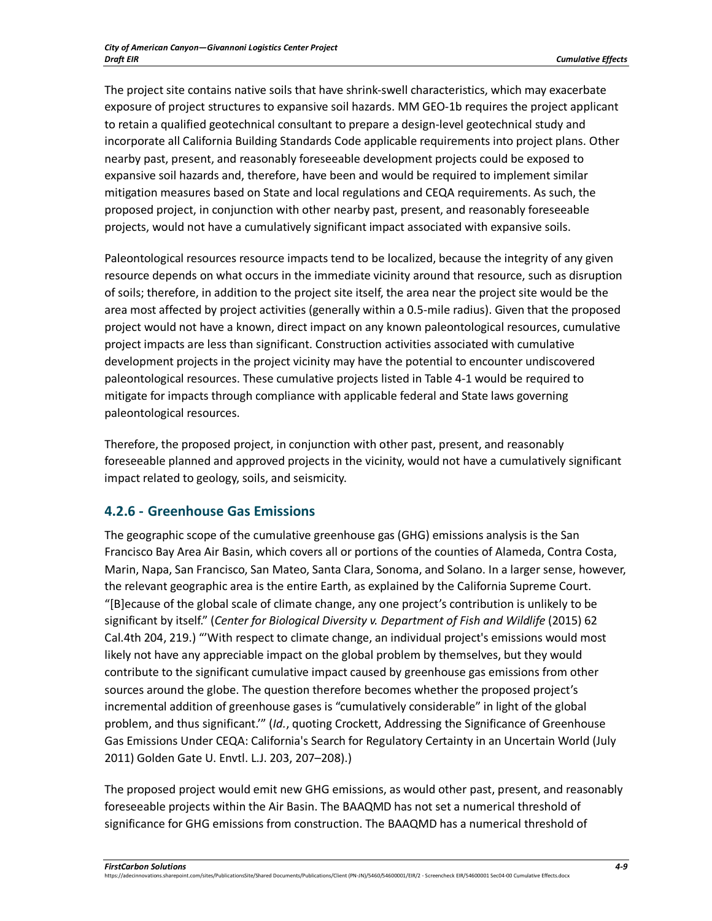The project site contains native soils that have shrink-swell characteristics, which may exacerbate exposure of project structures to expansive soil hazards. MM GEO-1b requires the project applicant to retain a qualified geotechnical consultant to prepare a design-level geotechnical study and incorporate all California Building Standards Code applicable requirements into project plans. Other nearby past, present, and reasonably foreseeable development projects could be exposed to expansive soil hazards and, therefore, have been and would be required to implement similar mitigation measures based on State and local regulations and CEQA requirements. As such, the proposed project, in conjunction with other nearby past, present, and reasonably foreseeable projects, would not have a cumulatively significant impact associated with expansive soils.

Paleontological resources resource impacts tend to be localized, because the integrity of any given resource depends on what occurs in the immediate vicinity around that resource, such as disruption of soils; therefore, in addition to the project site itself, the area near the project site would be the area most affected by project activities (generally within a 0.5-mile radius). Given that the proposed project would not have a known, direct impact on any known paleontological resources, cumulative project impacts are less than significant. Construction activities associated with cumulative development projects in the project vicinity may have the potential to encounter undiscovered paleontological resources. These cumulative projects listed in Table 4-1 would be required to mitigate for impacts through compliance with applicable federal and State laws governing paleontological resources.

Therefore, the proposed project, in conjunction with other past, present, and reasonably foreseeable planned and approved projects in the vicinity, would not have a cumulatively significant impact related to geology, soils, and seismicity.

## 4.2.6 - Greenhouse Gas Emissions

The geographic scope of the cumulative greenhouse gas (GHG) emissions analysis is the San Francisco Bay Area Air Basin, which covers all or portions of the counties of Alameda, Contra Costa, Marin, Napa, San Francisco, San Mateo, Santa Clara, Sonoma, and Solano. In a larger sense, however, the relevant geographic area is the entire Earth, as explained by the California Supreme Court. "[B]ecause of the global scale of climate change, any one project's contribution is unlikely to be significant by itself." (*Center for Biological Diversity v. Department of Fish and Wildlife* (2015) 62 Cal.4th 204, 219.) "'With respect to climate change, an individual project's emissions would most likely not have any appreciable impact on the global problem by themselves, but they would contribute to the significant cumulative impact caused by greenhouse gas emissions from other sources around the globe. The question therefore becomes whether the proposed project's incremental addition of greenhouse gases is "cumulatively considerable" in light of the global problem, and thus significant.'" (*Id.*, quoting Crockett, Addressing the Significance of Greenhouse Gas Emissions Under CEQA: California's Search for Regulatory Certainty in an Uncertain World (July 2011) Golden Gate U. Envtl. L.J. 203, 207–208).)

The proposed project would emit new GHG emissions, as would other past, present, and reasonably foreseeable projects within the Air Basin. The BAAQMD has not set a numerical threshold of significance for GHG emissions from construction. The BAAQMD has a numerical threshold of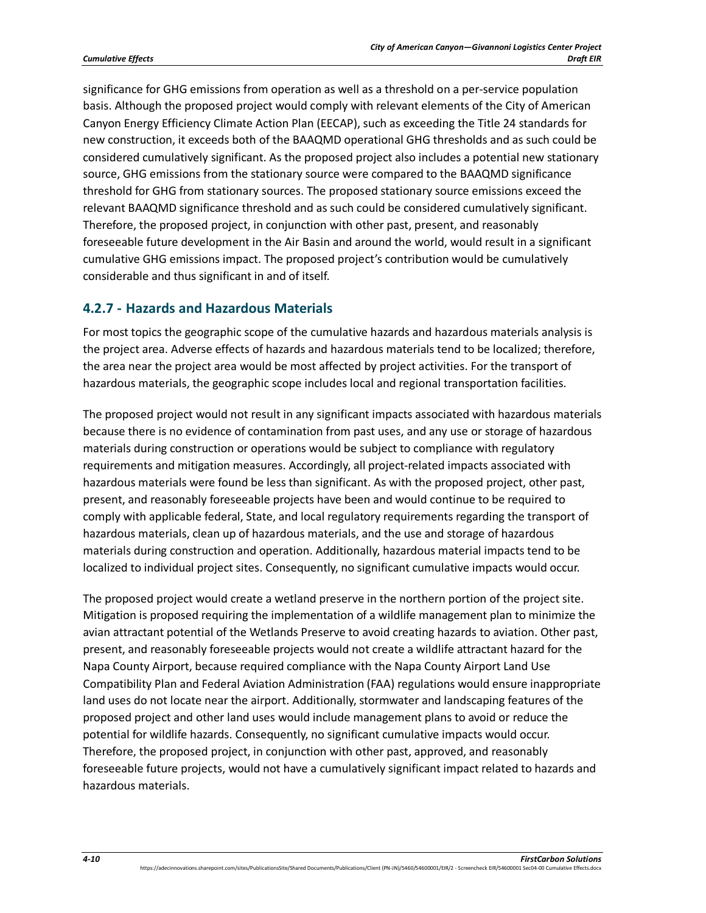significance for GHG emissions from operation as well as a threshold on a per-service population basis. Although the proposed project would comply with relevant elements of the City of American Canyon Energy Efficiency Climate Action Plan (EECAP), such as exceeding the Title 24 standards for new construction, it exceeds both of the BAAQMD operational GHG thresholds and as such could be considered cumulatively significant. As the proposed project also includes a potential new stationary source, GHG emissions from the stationary source were compared to the BAAQMD significance threshold for GHG from stationary sources. The proposed stationary source emissions exceed the relevant BAAQMD significance threshold and as such could be considered cumulatively significant. Therefore, the proposed project, in conjunction with other past, present, and reasonably foreseeable future development in the Air Basin and around the world, would result in a significant cumulative GHG emissions impact. The proposed project's contribution would be cumulatively considerable and thus significant in and of itself.

### 4.2.7 - Hazards and Hazardous Materials

For most topics the geographic scope of the cumulative hazards and hazardous materials analysis is the project area. Adverse effects of hazards and hazardous materials tend to be localized; therefore, the area near the project area would be most affected by project activities. For the transport of hazardous materials, the geographic scope includes local and regional transportation facilities.

The proposed project would not result in any significant impacts associated with hazardous materials because there is no evidence of contamination from past uses, and any use or storage of hazardous materials during construction or operations would be subject to compliance with regulatory requirements and mitigation measures. Accordingly, all project-related impacts associated with hazardous materials were found be less than significant. As with the proposed project, other past, present, and reasonably foreseeable projects have been and would continue to be required to comply with applicable federal, State, and local regulatory requirements regarding the transport of hazardous materials, clean up of hazardous materials, and the use and storage of hazardous materials during construction and operation. Additionally, hazardous material impacts tend to be localized to individual project sites. Consequently, no significant cumulative impacts would occur.

The proposed project would create a wetland preserve in the northern portion of the project site. Mitigation is proposed requiring the implementation of a wildlife management plan to minimize the avian attractant potential of the Wetlands Preserve to avoid creating hazards to aviation. Other past, present, and reasonably foreseeable projects would not create a wildlife attractant hazard for the Napa County Airport, because required compliance with the Napa County Airport Land Use Compatibility Plan and Federal Aviation Administration (FAA) regulations would ensure inappropriate land uses do not locate near the airport. Additionally, stormwater and landscaping features of the proposed project and other land uses would include management plans to avoid or reduce the potential for wildlife hazards. Consequently, no significant cumulative impacts would occur. Therefore, the proposed project, in conjunction with other past, approved, and reasonably foreseeable future projects, would not have a cumulatively significant impact related to hazards and hazardous materials.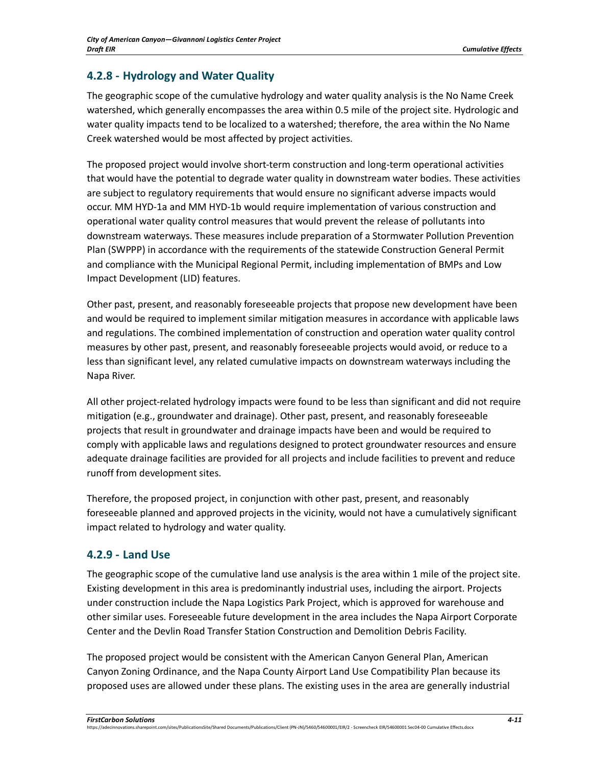## 4.2.8 - Hydrology and Water Quality

The geographic scope of the cumulative hydrology and water quality analysis is the No Name Creek watershed, which generally encompasses the area within 0.5 mile of the project site. Hydrologic and water quality impacts tend to be localized to a watershed; therefore, the area within the No Name Creek watershed would be most affected by project activities.

The proposed project would involve short-term construction and long-term operational activities that would have the potential to degrade water quality in downstream water bodies. These activities are subject to regulatory requirements that would ensure no significant adverse impacts would occur. MM HYD-1a and MM HYD-1b would require implementation of various construction and operational water quality control measures that would prevent the release of pollutants into downstream waterways. These measures include preparation of a Stormwater Pollution Prevention Plan (SWPPP) in accordance with the requirements of the statewide Construction General Permit and compliance with the Municipal Regional Permit, including implementation of BMPs and Low Impact Development (LID) features.

Other past, present, and reasonably foreseeable projects that propose new development have been and would be required to implement similar mitigation measures in accordance with applicable laws and regulations. The combined implementation of construction and operation water quality control measures by other past, present, and reasonably foreseeable projects would avoid, or reduce to a less than significant level, any related cumulative impacts on downstream waterways including the Napa River.

All other project-related hydrology impacts were found to be less than significant and did not require mitigation (e.g., groundwater and drainage). Other past, present, and reasonably foreseeable projects that result in groundwater and drainage impacts have been and would be required to comply with applicable laws and regulations designed to protect groundwater resources and ensure adequate drainage facilities are provided for all projects and include facilities to prevent and reduce runoff from development sites.

Therefore, the proposed project, in conjunction with other past, present, and reasonably foreseeable planned and approved projects in the vicinity, would not have a cumulatively significant impact related to hydrology and water quality.

## 4.2.9 - Land Use

The geographic scope of the cumulative land use analysis is the area within 1 mile of the project site. Existing development in this area is predominantly industrial uses, including the airport. Projects under construction include the Napa Logistics Park Project, which is approved for warehouse and other similar uses. Foreseeable future development in the area includes the Napa Airport Corporate Center and the Devlin Road Transfer Station Construction and Demolition Debris Facility.

The proposed project would be consistent with the American Canyon General Plan, American Canyon Zoning Ordinance, and the Napa County Airport Land Use Compatibility Plan because its proposed uses are allowed under these plans. The existing uses in the area are generally industrial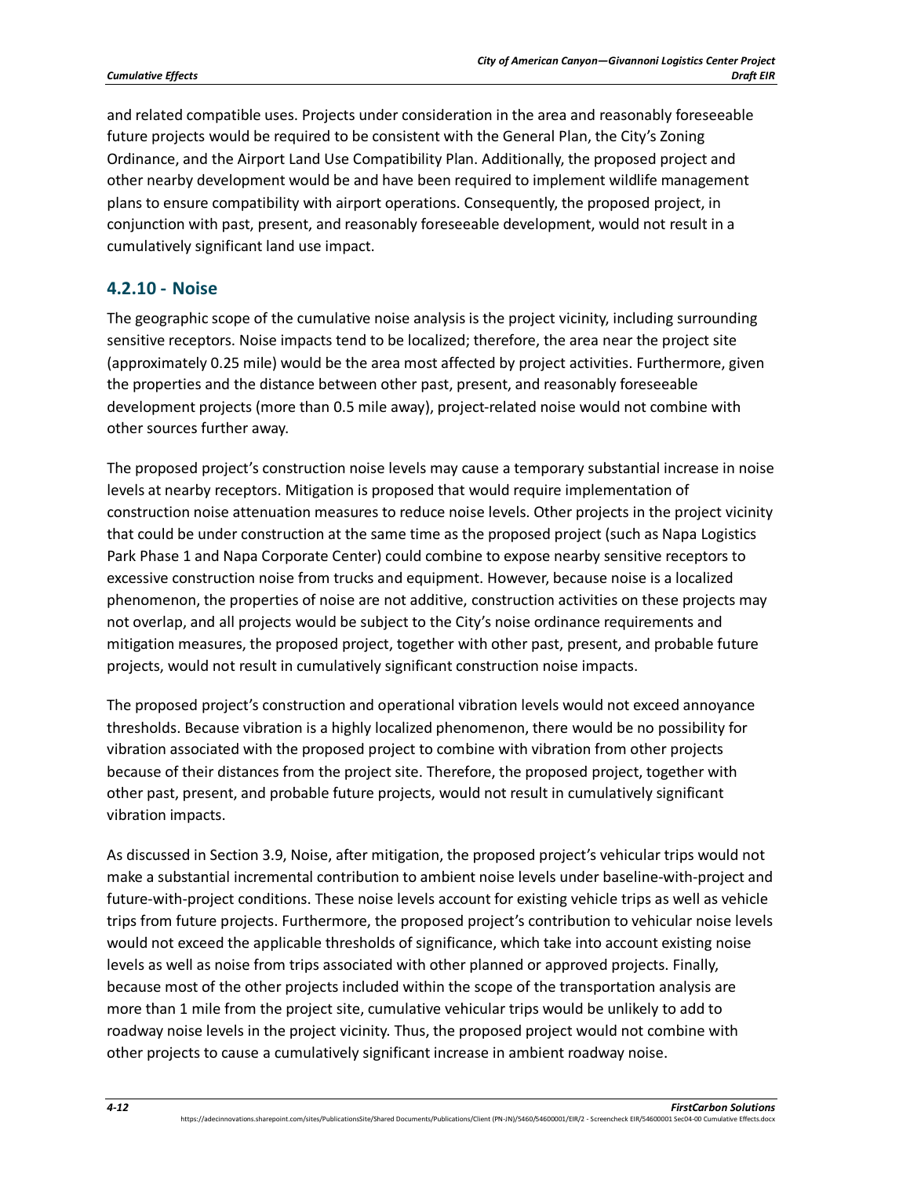and related compatible uses. Projects under consideration in the area and reasonably foreseeable future projects would be required to be consistent with the General Plan, the City's Zoning Ordinance, and the Airport Land Use Compatibility Plan. Additionally, the proposed project and other nearby development would be and have been required to implement wildlife management plans to ensure compatibility with airport operations. Consequently, the proposed project, in conjunction with past, present, and reasonably foreseeable development, would not result in a cumulatively significant land use impact.

### 4.2.10 - Noise

The geographic scope of the cumulative noise analysis is the project vicinity, including surrounding sensitive receptors. Noise impacts tend to be localized; therefore, the area near the project site (approximately 0.25 mile) would be the area most affected by project activities. Furthermore, given the properties and the distance between other past, present, and reasonably foreseeable development projects (more than 0.5 mile away), project-related noise would not combine with other sources further away.

The proposed project's construction noise levels may cause a temporary substantial increase in noise levels at nearby receptors. Mitigation is proposed that would require implementation of construction noise attenuation measures to reduce noise levels. Other projects in the project vicinity that could be under construction at the same time as the proposed project (such as Napa Logistics Park Phase 1 and Napa Corporate Center) could combine to expose nearby sensitive receptors to excessive construction noise from trucks and equipment. However, because noise is a localized phenomenon, the properties of noise are not additive, construction activities on these projects may not overlap, and all projects would be subject to the City's noise ordinance requirements and mitigation measures, the proposed project, together with other past, present, and probable future projects, would not result in cumulatively significant construction noise impacts.

The proposed project's construction and operational vibration levels would not exceed annoyance thresholds. Because vibration is a highly localized phenomenon, there would be no possibility for vibration associated with the proposed project to combine with vibration from other projects because of their distances from the project site. Therefore, the proposed project, together with other past, present, and probable future projects, would not result in cumulatively significant vibration impacts.

As discussed in Section 3.9, Noise, after mitigation, the proposed project's vehicular trips would not make a substantial incremental contribution to ambient noise levels under baseline-with-project and future-with-project conditions. These noise levels account for existing vehicle trips as well as vehicle trips from future projects. Furthermore, the proposed project's contribution to vehicular noise levels would not exceed the applicable thresholds of significance, which take into account existing noise levels as well as noise from trips associated with other planned or approved projects. Finally, because most of the other projects included within the scope of the transportation analysis are more than 1 mile from the project site, cumulative vehicular trips would be unlikely to add to roadway noise levels in the project vicinity. Thus, the proposed project would not combine with other projects to cause a cumulatively significant increase in ambient roadway noise.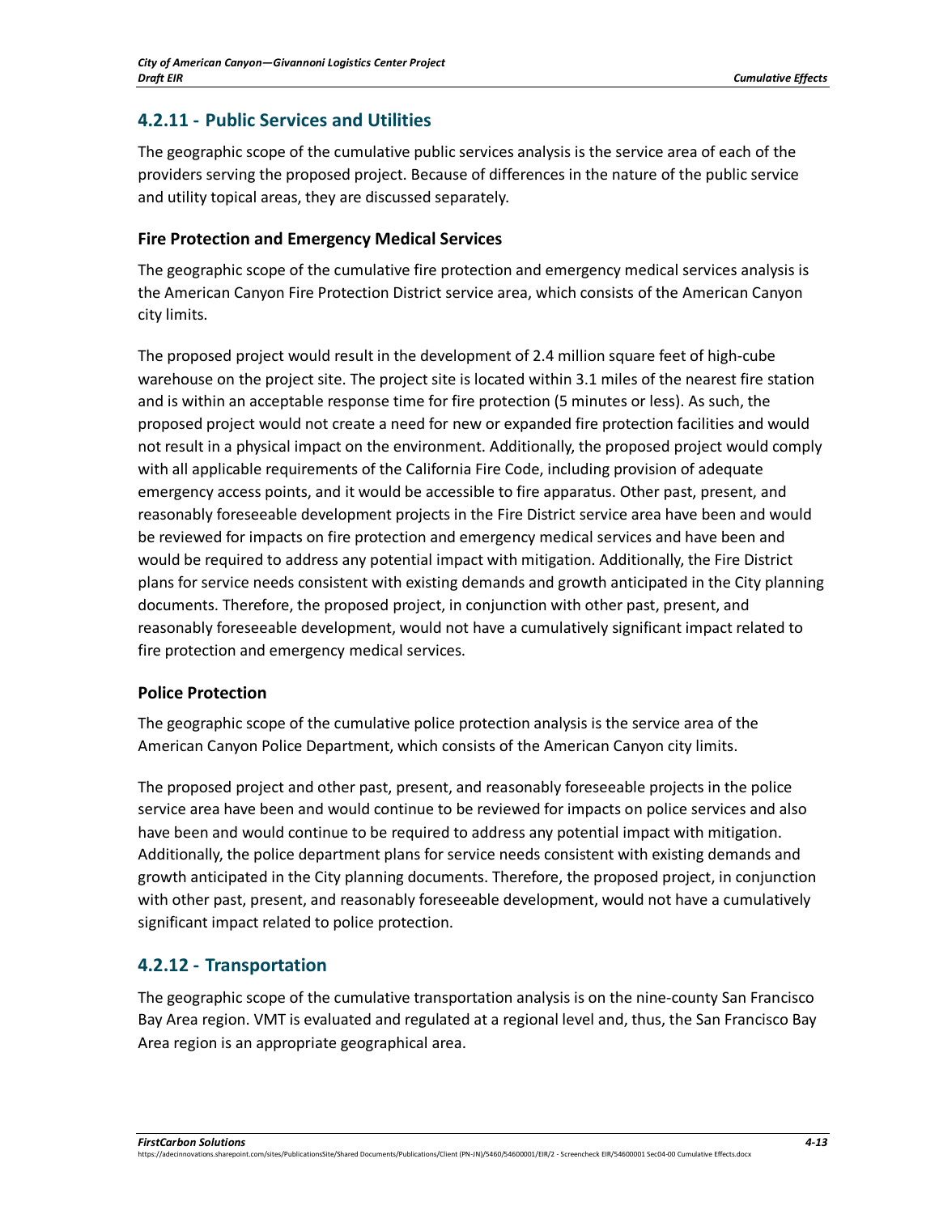## 4.2.11 - Public Services and Utilities

The geographic scope of the cumulative public services analysis is the service area of each of the providers serving the proposed project. Because of differences in the nature of the public service and utility topical areas, they are discussed separately.

### Fire Protection and Emergency Medical Services

The geographic scope of the cumulative fire protection and emergency medical services analysis is the American Canyon Fire Protection District service area, which consists of the American Canyon city limits.

The proposed project would result in the development of 2.4 million square feet of high-cube warehouse on the project site. The project site is located within 3.1 miles of the nearest fire station and is within an acceptable response time for fire protection (5 minutes or less). As such, the proposed project would not create a need for new or expanded fire protection facilities and would not result in a physical impact on the environment. Additionally, the proposed project would comply with all applicable requirements of the California Fire Code, including provision of adequate emergency access points, and it would be accessible to fire apparatus. Other past, present, and reasonably foreseeable development projects in the Fire District service area have been and would be reviewed for impacts on fire protection and emergency medical services and have been and would be required to address any potential impact with mitigation. Additionally, the Fire District plans for service needs consistent with existing demands and growth anticipated in the City planning documents. Therefore, the proposed project, in conjunction with other past, present, and reasonably foreseeable development, would not have a cumulatively significant impact related to fire protection and emergency medical services.

### Police Protection

The geographic scope of the cumulative police protection analysis is the service area of the American Canyon Police Department, which consists of the American Canyon city limits.

The proposed project and other past, present, and reasonably foreseeable projects in the police service area have been and would continue to be reviewed for impacts on police services and also have been and would continue to be required to address any potential impact with mitigation. Additionally, the police department plans for service needs consistent with existing demands and growth anticipated in the City planning documents. Therefore, the proposed project, in conjunction with other past, present, and reasonably foreseeable development, would not have a cumulatively significant impact related to police protection.

## 4.2.12 - Transportation

The geographic scope of the cumulative transportation analysis is on the nine-county San Francisco Bay Area region. VMT is evaluated and regulated at a regional level and, thus, the San Francisco Bay Area region is an appropriate geographical area.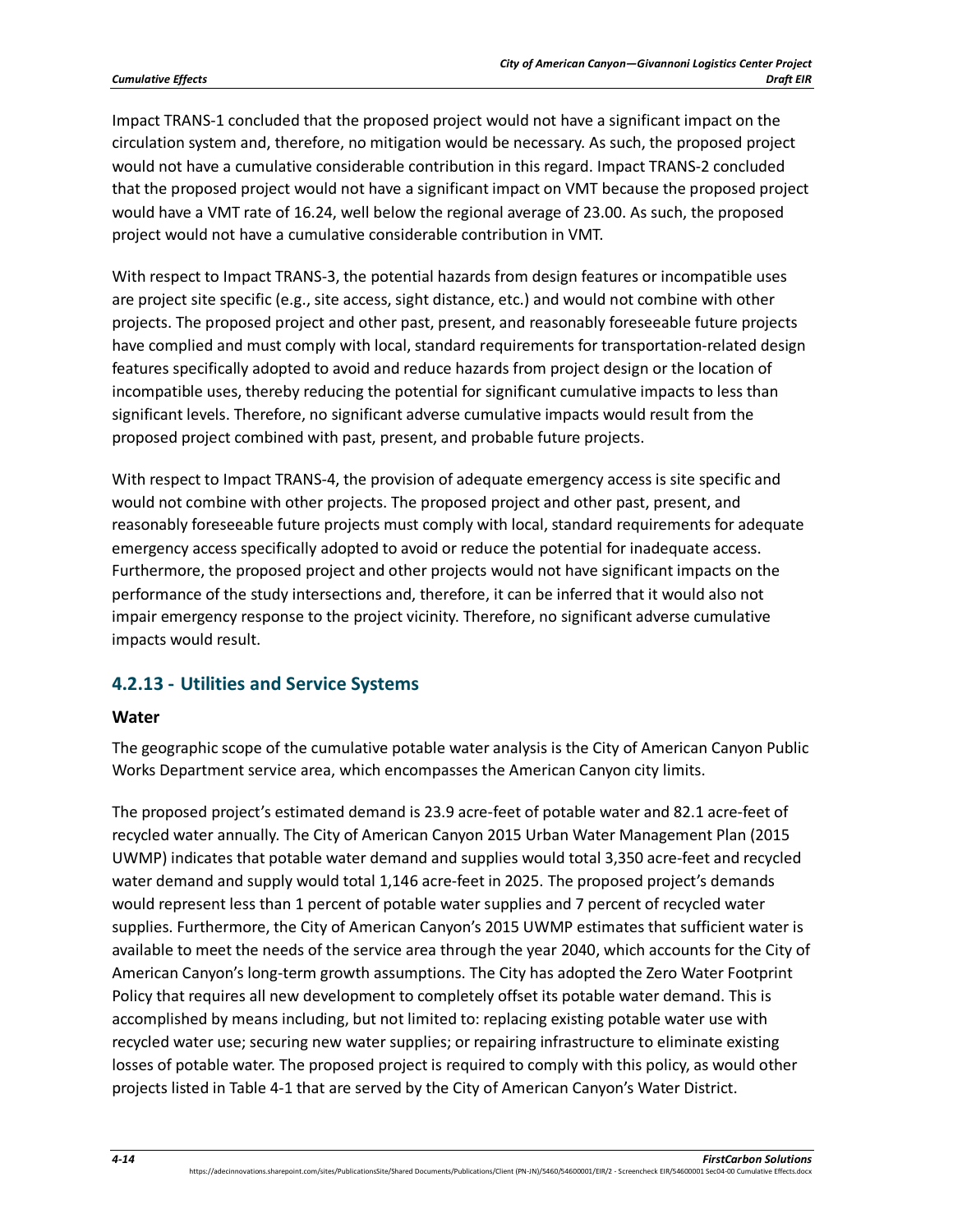Impact TRANS-1 concluded that the proposed project would not have a significant impact on the circulation system and, therefore, no mitigation would be necessary. As such, the proposed project would not have a cumulative considerable contribution in this regard. Impact TRANS-2 concluded that the proposed project would not have a significant impact on VMT because the proposed project would have a VMT rate of 16.24, well below the regional average of 23.00. As such, the proposed project would not have a cumulative considerable contribution in VMT.

With respect to Impact TRANS-3, the potential hazards from design features or incompatible uses are project site specific (e.g., site access, sight distance, etc.) and would not combine with other projects. The proposed project and other past, present, and reasonably foreseeable future projects have complied and must comply with local, standard requirements for transportation-related design features specifically adopted to avoid and reduce hazards from project design or the location of incompatible uses, thereby reducing the potential for significant cumulative impacts to less than significant levels. Therefore, no significant adverse cumulative impacts would result from the proposed project combined with past, present, and probable future projects.

With respect to Impact TRANS-4, the provision of adequate emergency access is site specific and would not combine with other projects. The proposed project and other past, present, and reasonably foreseeable future projects must comply with local, standard requirements for adequate emergency access specifically adopted to avoid or reduce the potential for inadequate access. Furthermore, the proposed project and other projects would not have significant impacts on the performance of the study intersections and, therefore, it can be inferred that it would also not impair emergency response to the project vicinity. Therefore, no significant adverse cumulative impacts would result.

## 4.2.13 - Utilities and Service Systems

### Water

The geographic scope of the cumulative potable water analysis is the City of American Canyon Public Works Department service area, which encompasses the American Canyon city limits.

The proposed project's estimated demand is 23.9 acre-feet of potable water and 82.1 acre-feet of recycled water annually. The City of American Canyon 2015 Urban Water Management Plan (2015 UWMP) indicates that potable water demand and supplies would total 3,350 acre-feet and recycled water demand and supply would total 1,146 acre-feet in 2025. The proposed project's demands would represent less than 1 percent of potable water supplies and 7 percent of recycled water supplies. Furthermore, the City of American Canyon's 2015 UWMP estimates that sufficient water is available to meet the needs of the service area through the year 2040, which accounts for the City of American Canyon's long-term growth assumptions. The City has adopted the Zero Water Footprint Policy that requires all new development to completely offset its potable water demand. This is accomplished by means including, but not limited to: replacing existing potable water use with recycled water use; securing new water supplies; or repairing infrastructure to eliminate existing losses of potable water. The proposed project is required to comply with this policy, as would other projects listed in Table 4-1 that are served by the City of American Canyon's Water District.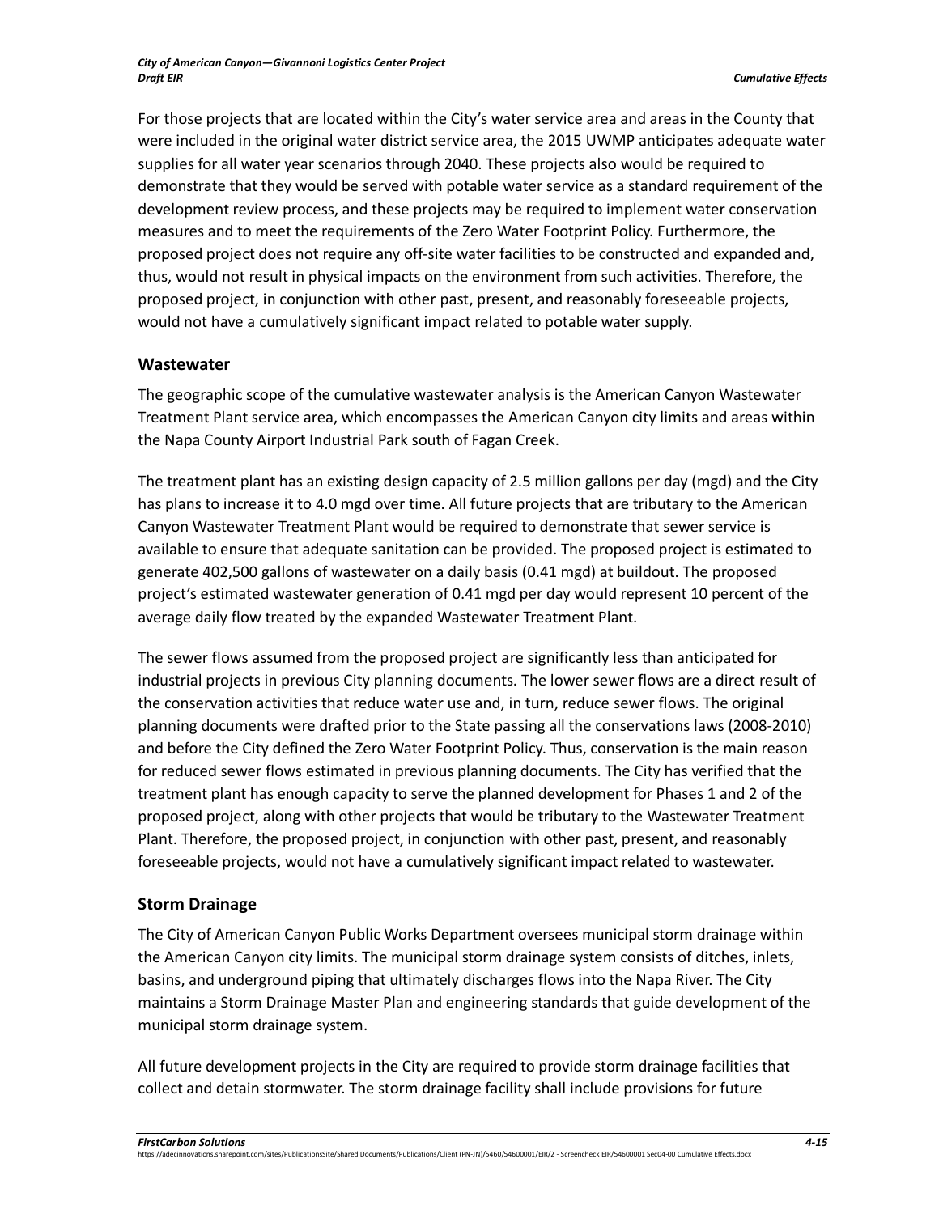For those projects that are located within the City's water service area and areas in the County that were included in the original water district service area, the 2015 UWMP anticipates adequate water supplies for all water year scenarios through 2040. These projects also would be required to demonstrate that they would be served with potable water service as a standard requirement of the development review process, and these projects may be required to implement water conservation measures and to meet the requirements of the Zero Water Footprint Policy. Furthermore, the proposed project does not require any off-site water facilities to be constructed and expanded and, thus, would not result in physical impacts on the environment from such activities. Therefore, the proposed project, in conjunction with other past, present, and reasonably foreseeable projects, would not have a cumulatively significant impact related to potable water supply.

### Wastewater

The geographic scope of the cumulative wastewater analysis is the American Canyon Wastewater Treatment Plant service area, which encompasses the American Canyon city limits and areas within the Napa County Airport Industrial Park south of Fagan Creek.

The treatment plant has an existing design capacity of 2.5 million gallons per day (mgd) and the City has plans to increase it to 4.0 mgd over time. All future projects that are tributary to the American Canyon Wastewater Treatment Plant would be required to demonstrate that sewer service is available to ensure that adequate sanitation can be provided. The proposed project is estimated to generate 402,500 gallons of wastewater on a daily basis (0.41 mgd) at buildout. The proposed project's estimated wastewater generation of 0.41 mgd per day would represent 10 percent of the average daily flow treated by the expanded Wastewater Treatment Plant.

The sewer flows assumed from the proposed project are significantly less than anticipated for industrial projects in previous City planning documents. The lower sewer flows are a direct result of the conservation activities that reduce water use and, in turn, reduce sewer flows. The original planning documents were drafted prior to the State passing all the conservations laws (2008-2010) and before the City defined the Zero Water Footprint Policy. Thus, conservation is the main reason for reduced sewer flows estimated in previous planning documents. The City has verified that the treatment plant has enough capacity to serve the planned development for Phases 1 and 2 of the proposed project, along with other projects that would be tributary to the Wastewater Treatment Plant. Therefore, the proposed project, in conjunction with other past, present, and reasonably foreseeable projects, would not have a cumulatively significant impact related to wastewater.

### Storm Drainage

The City of American Canyon Public Works Department oversees municipal storm drainage within the American Canyon city limits. The municipal storm drainage system consists of ditches, inlets, basins, and underground piping that ultimately discharges flows into the Napa River. The City maintains a Storm Drainage Master Plan and engineering standards that guide development of the municipal storm drainage system.

All future development projects in the City are required to provide storm drainage facilities that collect and detain stormwater. The storm drainage facility shall include provisions for future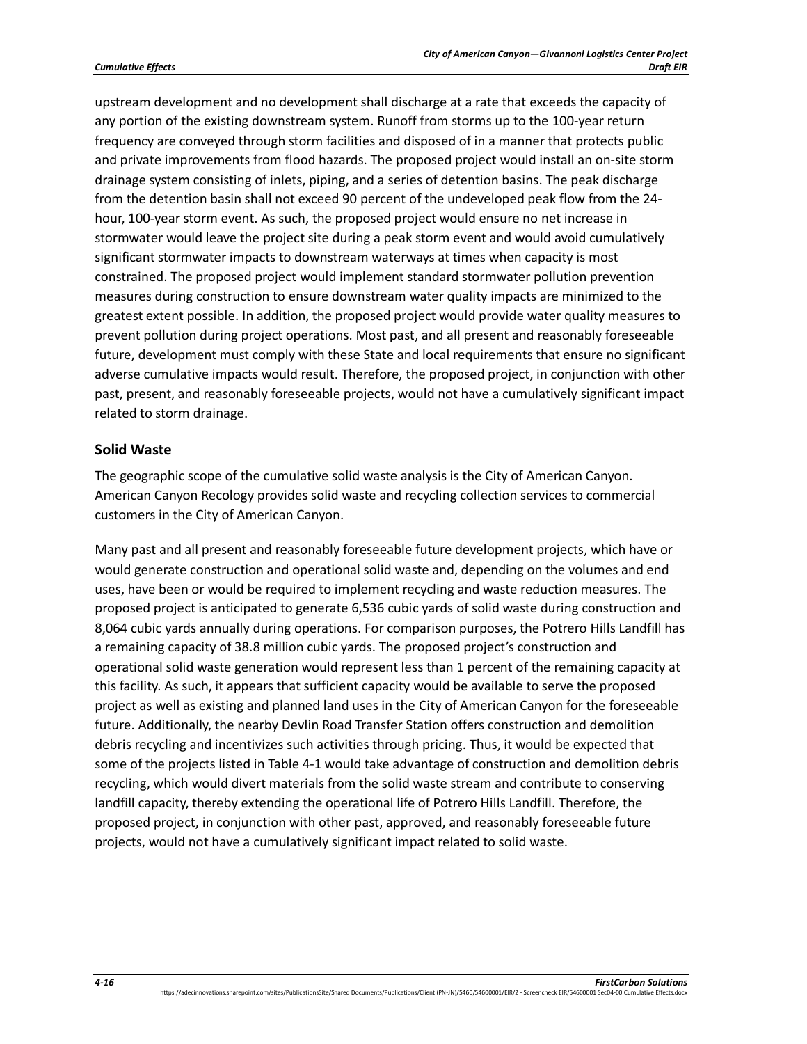upstream development and no development shall discharge at a rate that exceeds the capacity of any portion of the existing downstream system. Runoff from storms up to the 100-year return frequency are conveyed through storm facilities and disposed of in a manner that protects public and private improvements from flood hazards. The proposed project would install an on-site storm drainage system consisting of inlets, piping, and a series of detention basins. The peak discharge from the detention basin shall not exceed 90 percent of the undeveloped peak flow from the 24-hour, 100-year storm event. As such, the proposed project would ensure no net increase in stormwater would leave the project site during a peak storm event and would avoid cumulatively significant stormwater impacts to downstream waterways at times when capacity is most constrained. The proposed project would implement standard stormwater pollution prevention measures during construction to ensure downstream water quality impacts are minimized to the greatest extent possible. In addition, the proposed project would provide water quality measures to prevent pollution during project operations. Most past, and all present and reasonably foreseeable future, development must comply with these State and local requirements that ensure no significant adverse cumulative impacts would result. Therefore, the proposed project, in conjunction with other past, present, and reasonably foreseeable projects, would not have a cumulatively significant impact related to storm drainage.

## Solid Waste

The geographic scope of the cumulative solid waste analysis is the City of American Canyon. American Canyon Recology provides solid waste and recycling collection services to commercial customers in the City of American Canyon.

Many past and all present and reasonably foreseeable future development projects, which have or would generate construction and operational solid waste and, depending on the volumes and end uses, have been or would be required to implement recycling and waste reduction measures. The proposed project is anticipated to generate 6,536 cubic yards of solid waste during construction and 8,064 cubic yards annually during operations. For comparison purposes, the Potrero Hills Landfill has a remaining capacity of 38.8 million cubic yards. The proposed project's construction and operational solid waste generation would represent less than 1 percent of the remaining capacity at this facility. As such, it appears that sufficient capacity would be available to serve the proposed project as well as existing and planned land uses in the City of American Canyon for the foreseeable future. Additionally, the nearby Devlin Road Transfer Station offers construction and demolition debris recycling and incentivizes such activities through pricing. Thus, it would be expected that some of the projects listed in Table 4-1 would take advantage of construction and demolition debris recycling, which would divert materials from the solid waste stream and contribute to conserving landfill capacity, thereby extending the operational life of Potrero Hills Landfill. Therefore, the proposed project, in conjunction with other past, approved, and reasonably foreseeable future projects, would not have a cumulatively significant impact related to solid waste.